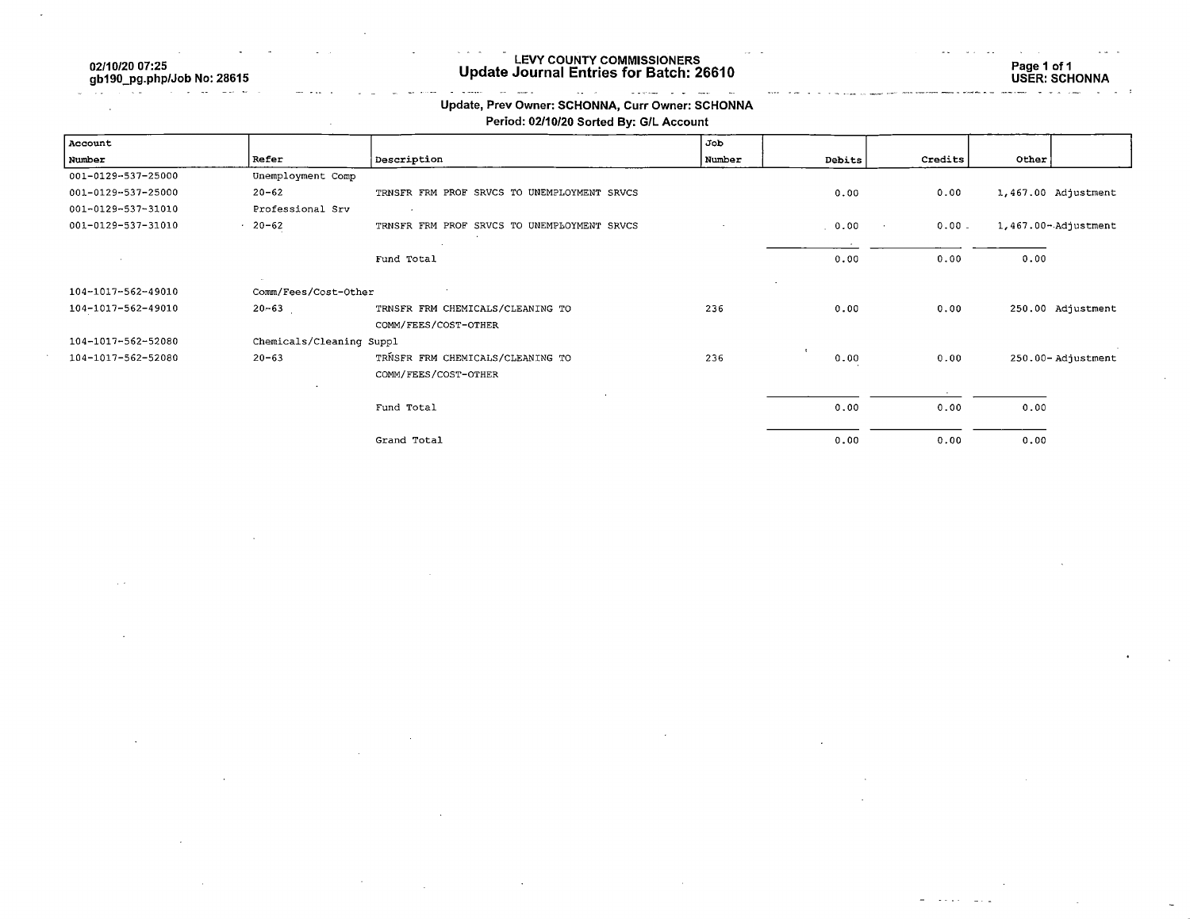# LEVY COUNTY COMMISSIONERS
## Update Journal Entries for Batch: 26610

02/10/20 07:25
gb190_pg.php/Job No: 28615

USER: SCHONNA

**Update, Prev Owner: SCHONNA, Curr Owner: SCHONNA**

**Period: 02/10/20 Sorted By: G/L Account**

| Account Number | Refer | Description | Job Number | Debits | Credits | Other | |
|---|---|---|---|---|---|---|---|
| 001-0129-537-25000 | Unemployment Comp | | | | | | |
| 001-0129-537-25000 | 20-62 | TRNSFR FRM PROF SRVCS TO UNEMPLOYMENT SRVCS | | 0.00 | 0.00 | 1,467.00 | Adjustment |
| 001-0129-537-31010 | Professional Srv | | | | | | |
| 001-0129-537-31010 | 20-62 | TRNSFR FRM PROF SRVCS TO UNEMPLOYMENT SRVCS | | 0.00 | 0.00 | 1,467.00- | Adjustment |
| | | Fund Total | | 0.00 | 0.00 | 0.00 | |
| 104-1017-562-49010 | Comm/Fees/Cost-Other | | | | | | |
| 104-1017-562-49010 | 20-63 | TRNSFR FRM CHEMICALS/CLEANING TO COMM/FEES/COST-OTHER | 236 | 0.00 | 0.00 | 250.00 | Adjustment |
| 104-1017-562-52080 | Chemicals/Cleaning Suppl | | | | | | |
| 104-1017-562-52080 | 20-63 | TRNSFR FRM CHEMICALS/CLEANING TO COMM/FEES/COST-OTHER | 236 | 0.00 | 0.00 | 250.00- | Adjustment |
| | | Fund Total | | 0.00 | 0.00 | 0.00 | |
| | | Grand Total | | 0.00 | 0.00 | 0.00 | |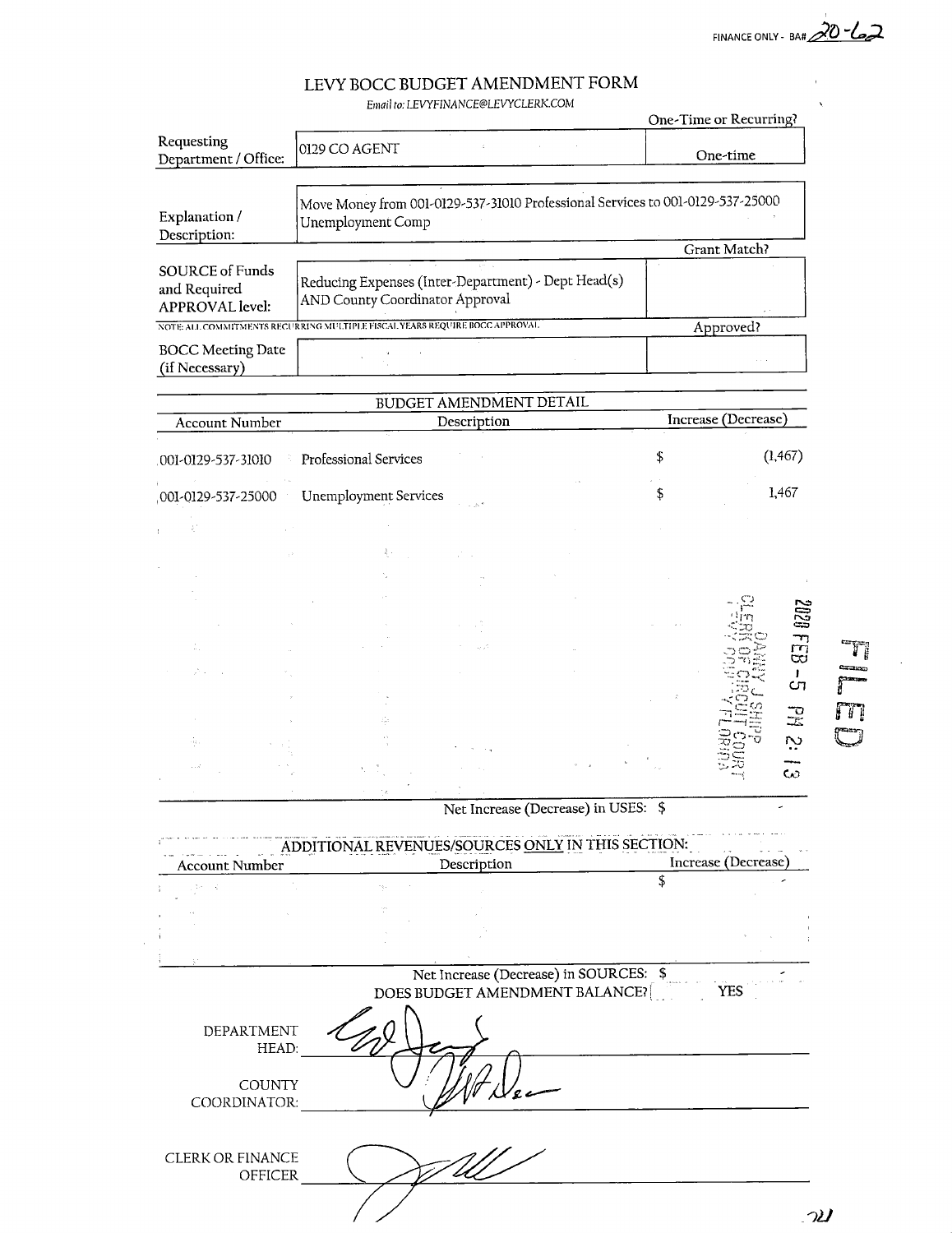FINANCE ONLY - BA# 20-62

# LEVY BOCC BUDGET AMENDMENT FORM

*Email to: LEVYFINANCE@LEVYCLERK.COM*

| | | One-Time or Recurring? |
|---|---|---|
| Requesting Department / Office: | 0129 CO AGENT | One-time |
| Explanation / Description: | Move Money from 001-0129-537-31010 Professional Services to 001-0129-537-25000 Unemployment Comp | Grant Match? |
| SOURCE of Funds and Required APPROVAL level: | Reducing Expenses (Inter-Department) - Dept Head(s) AND County Coordinator Approval | |

NOTE: ALL COMMITMENTS RECURRING MULTIPLE FISCAL YEARS REQUIRE BOCC APPROVAL.

| | | Approved? |
|---|---|---|
| BOCC Meeting Date (if Necessary) | | |

## BUDGET AMENDMENT DETAIL

| Account Number | Description | Increase (Decrease) |
|---|---|---|
| 001-0129-537-31010 | Professional Services | $ (1,467) |
| 001-0129-537-25000 | Unemployment Services | $ 1,467 |

FILED
2020 FEB -5 PM 2:13
DANNY J SHIPP
CLERK OF CIRCUIT COURT
LEVY COUNTY FLORIDA

Net Increase (Decrease) in USES: $ -

## ADDITIONAL REVENUES/SOURCES ONLY IN THIS SECTION:

| Account Number | Description | Increase (Decrease) |
|---|---|---|
| | | $ - |

Net Increase (Decrease) in SOURCES: $ -

DOES BUDGET AMENDMENT BALANCE? YES

DEPARTMENT HEAD: [signature]

COUNTY COORDINATOR: [signature]

CLERK OR FINANCE OFFICER [signature]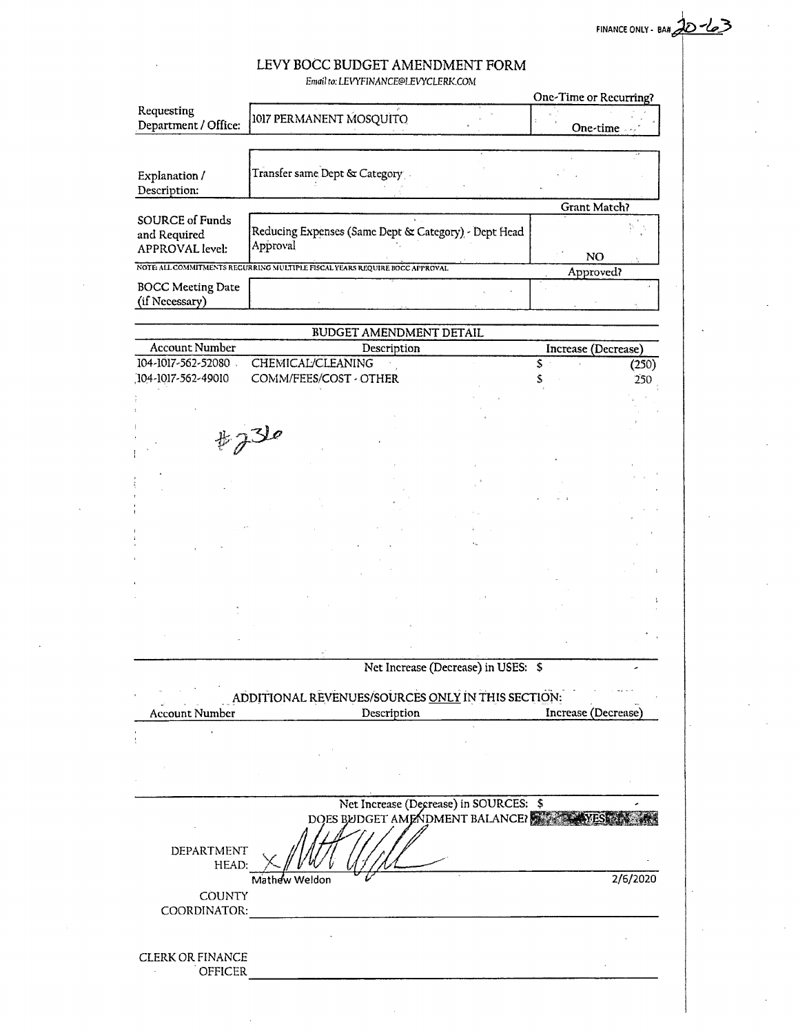FINANCE ONLY - BA# 20-63

# LEVY BOCC BUDGET AMENDMENT FORM

*Email to: LEVYFINANCE@LEVYCLERK.COM*

| | | |
|---|---|---|
| | | One-Time or Recurring? |
| Requesting Department / Office: | 1017 PERMANENT MOSQUITO | One-time |
| Explanation / Description: | Transfer same Dept & Category | |
| | | Grant Match? |
| SOURCE of Funds and Required APPROVAL level: | Reducing Expenses (Same Dept & Category) - Dept Head Approval | NO |
| NOTE: ALL COMMITMENTS RECURRING MULTIPLE FISCAL YEARS REQUIRE BOCC APPROVAL | | Approved? |
| BOCC Meeting Date (if Necessary) | | |

## BUDGET AMENDMENT DETAIL

| Account Number | Description | Increase (Decrease) |
|---|---|---|
| 104-1017-562-52080 | CHEMICAL/CLEANING | $ (250) |
| 104-1017-562-49010 | COMM/FEES/COST - OTHER | $ 250 |

#230

Net Increase (Decrease) in USES: $ -

## ADDITIONAL REVENUES/SOURCES ONLY IN THIS SECTION:

| Account Number | Description | Increase (Decrease) |
|---|---|---|
| | | |

Net Increase (Decrease) in SOURCES: $ -

DOES BUDGET AMENDMENT BALANCE? YES

DEPARTMENT HEAD: X [signature]
Mathew Weldon 2/6/2020

COUNTY COORDINATOR: ____________________

CLERK OR FINANCE OFFICER ____________________